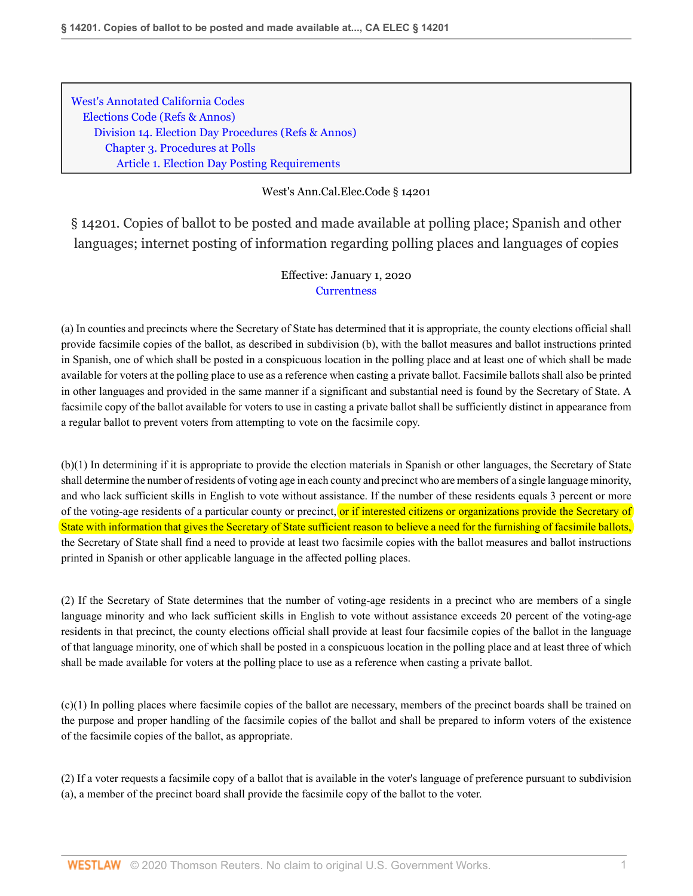West's Annotated California Codes
Elections Code (Refs & Annos)
Division 14. Election Day Procedures (Refs & Annos)
Chapter 3. Procedures at Polls
Article 1. Election Day Posting Requirements

West's Ann.Cal.Elec.Code § 14201

# § 14201. Copies of ballot to be posted and made available at polling place; Spanish and other languages; internet posting of information regarding polling places and languages of copies

Effective: January 1, 2020
Currentness

(a) In counties and precincts where the Secretary of State has determined that it is appropriate, the county elections official shall provide facsimile copies of the ballot, as described in subdivision (b), with the ballot measures and ballot instructions printed in Spanish, one of which shall be posted in a conspicuous location in the polling place and at least one of which shall be made available for voters at the polling place to use as a reference when casting a private ballot. Facsimile ballots shall also be printed in other languages and provided in the same manner if a significant and substantial need is found by the Secretary of State. A facsimile copy of the ballot available for voters to use in casting a private ballot shall be sufficiently distinct in appearance from a regular ballot to prevent voters from attempting to vote on the facsimile copy.

(b)(1) In determining if it is appropriate to provide the election materials in Spanish or other languages, the Secretary of State shall determine the number of residents of voting age in each county and precinct who are members of a single language minority, and who lack sufficient skills in English to vote without assistance. If the number of these residents equals 3 percent or more of the voting-age residents of a particular county or precinct, or if interested citizens or organizations provide the Secretary of State with information that gives the Secretary of State sufficient reason to believe a need for the furnishing of facsimile ballots, the Secretary of State shall find a need to provide at least two facsimile copies with the ballot measures and ballot instructions printed in Spanish or other applicable language in the affected polling places.

(2) If the Secretary of State determines that the number of voting-age residents in a precinct who are members of a single language minority and who lack sufficient skills in English to vote without assistance exceeds 20 percent of the voting-age residents in that precinct, the county elections official shall provide at least four facsimile copies of the ballot in the language of that language minority, one of which shall be posted in a conspicuous location in the polling place and at least three of which shall be made available for voters at the polling place to use as a reference when casting a private ballot.

(c)(1) In polling places where facsimile copies of the ballot are necessary, members of the precinct boards shall be trained on the purpose and proper handling of the facsimile copies of the ballot and shall be prepared to inform voters of the existence of the facsimile copies of the ballot, as appropriate.

(2) If a voter requests a facsimile copy of a ballot that is available in the voter's language of preference pursuant to subdivision (a), a member of the precinct board shall provide the facsimile copy of the ballot to the voter.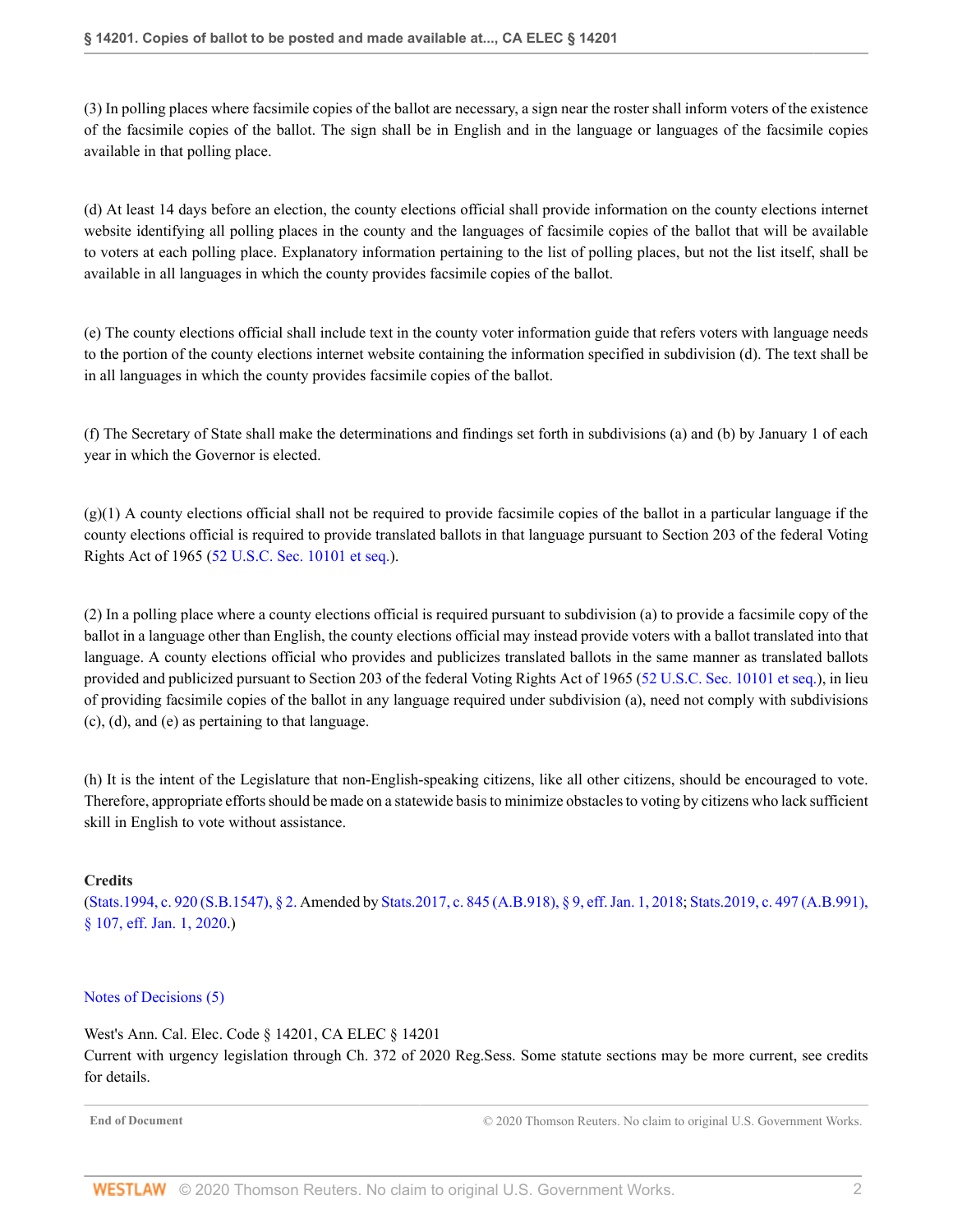(3) In polling places where facsimile copies of the ballot are necessary, a sign near the roster shall inform voters of the existence of the facsimile copies of the ballot. The sign shall be in English and in the language or languages of the facsimile copies available in that polling place.

(d) At least 14 days before an election, the county elections official shall provide information on the county elections internet website identifying all polling places in the county and the languages of facsimile copies of the ballot that will be available to voters at each polling place. Explanatory information pertaining to the list of polling places, but not the list itself, shall be available in all languages in which the county provides facsimile copies of the ballot.

(e) The county elections official shall include text in the county voter information guide that refers voters with language needs to the portion of the county elections internet website containing the information specified in subdivision (d). The text shall be in all languages in which the county provides facsimile copies of the ballot.

(f) The Secretary of State shall make the determinations and findings set forth in subdivisions (a) and (b) by January 1 of each year in which the Governor is elected.

(g)(1) A county elections official shall not be required to provide facsimile copies of the ballot in a particular language if the county elections official is required to provide translated ballots in that language pursuant to Section 203 of the federal Voting Rights Act of 1965 (52 U.S.C. Sec. 10101 et seq.).

(2) In a polling place where a county elections official is required pursuant to subdivision (a) to provide a facsimile copy of the ballot in a language other than English, the county elections official may instead provide voters with a ballot translated into that language. A county elections official who provides and publicizes translated ballots in the same manner as translated ballots provided and publicized pursuant to Section 203 of the federal Voting Rights Act of 1965 (52 U.S.C. Sec. 10101 et seq.), in lieu of providing facsimile copies of the ballot in any language required under subdivision (a), need not comply with subdivisions (c), (d), and (e) as pertaining to that language.

(h) It is the intent of the Legislature that non-English-speaking citizens, like all other citizens, should be encouraged to vote. Therefore, appropriate efforts should be made on a statewide basis to minimize obstacles to voting by citizens who lack sufficient skill in English to vote without assistance.

**Credits**

(Stats.1994, c. 920 (S.B.1547), § 2. Amended by Stats.2017, c. 845 (A.B.918), § 9, eff. Jan. 1, 2018; Stats.2019, c. 497 (A.B.991), § 107, eff. Jan. 1, 2020.)

Notes of Decisions (5)

West's Ann. Cal. Elec. Code § 14201, CA ELEC § 14201
Current with urgency legislation through Ch. 372 of 2020 Reg.Sess. Some statute sections may be more current, see credits for details.

End of Document © 2020 Thomson Reuters. No claim to original U.S. Government Works.